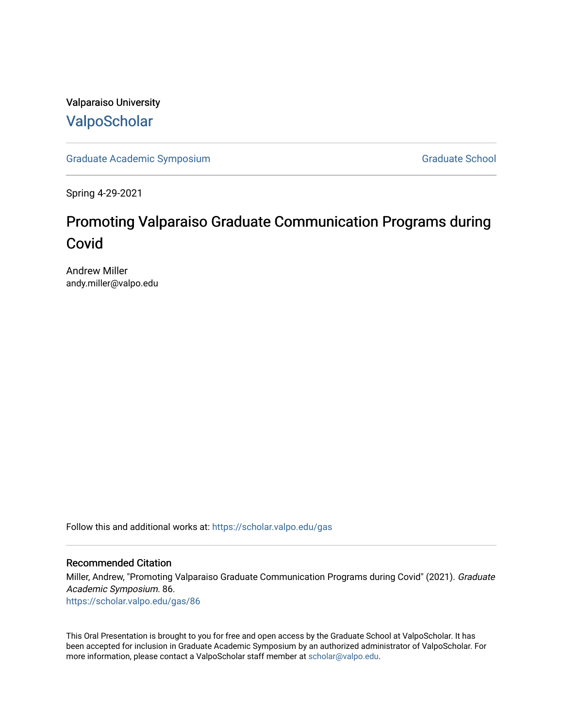Valparaiso University

ValpoScholar

Graduate Academic Symposium | Graduate School

Spring 4-29-2021

# Promoting Valparaiso Graduate Communication Programs during Covid

Andrew Miller
andy.miller@valpo.edu

Follow this and additional works at: https://scholar.valpo.edu/gas

## Recommended Citation

Miller, Andrew, "Promoting Valparaiso Graduate Communication Programs during Covid" (2021). *Graduate Academic Symposium*. 86.
https://scholar.valpo.edu/gas/86

This Oral Presentation is brought to you for free and open access by the Graduate School at ValpoScholar. It has been accepted for inclusion in Graduate Academic Symposium by an authorized administrator of ValpoScholar. For more information, please contact a ValpoScholar staff member at scholar@valpo.edu.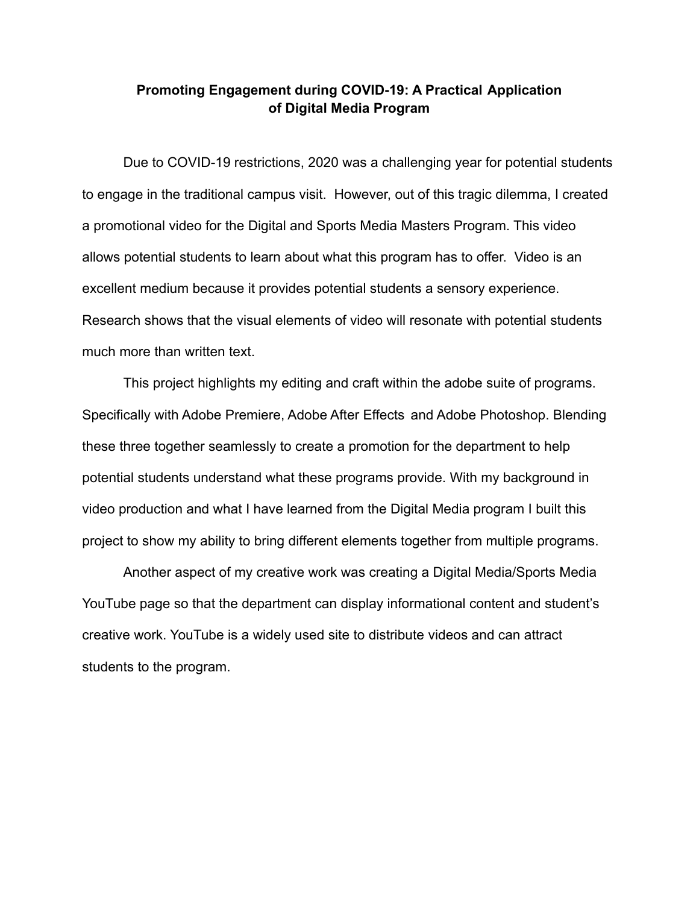# Promoting Engagement during COVID-19: A Practical Application of Digital Media Program

Due to COVID-19 restrictions, 2020 was a challenging year for potential students to engage in the traditional campus visit. However, out of this tragic dilemma, I created a promotional video for the Digital and Sports Media Masters Program. This video allows potential students to learn about what this program has to offer. Video is an excellent medium because it provides potential students a sensory experience. Research shows that the visual elements of video will resonate with potential students much more than written text.

This project highlights my editing and craft within the adobe suite of programs. Specifically with Adobe Premiere, Adobe After Effects and Adobe Photoshop. Blending these three together seamlessly to create a promotion for the department to help potential students understand what these programs provide. With my background in video production and what I have learned from the Digital Media program I built this project to show my ability to bring different elements together from multiple programs.

Another aspect of my creative work was creating a Digital Media/Sports Media YouTube page so that the department can display informational content and student's creative work. YouTube is a widely used site to distribute videos and can attract students to the program.